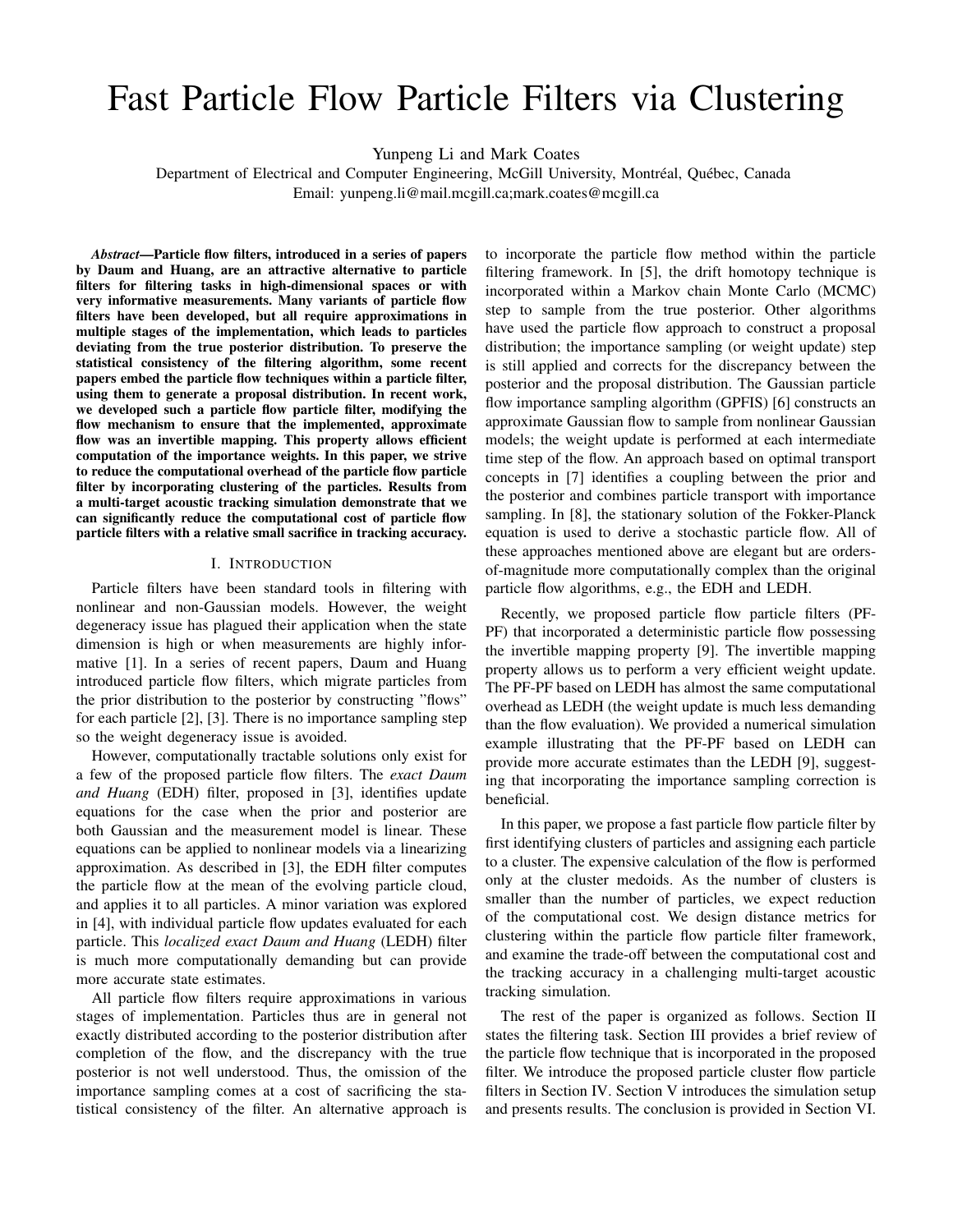# Fast Particle Flow Particle Filters via Clustering

Yunpeng Li and Mark Coates

Department of Electrical and Computer Engineering, McGill University, Montréal, Québec, Canada

Email: yunpeng.li@mail.mcgill.ca;mark.coates@mcgill.ca

***Abstract*—Particle flow filters, introduced in a series of papers by Daum and Huang, are an attractive alternative to particle filters for filtering tasks in high-dimensional spaces or with very informative measurements. Many variants of particle flow filters have been developed, but all require approximations in multiple stages of the implementation, which leads to particles deviating from the true posterior distribution. To preserve the statistical consistency of the filtering algorithm, some recent papers embed the particle flow techniques within a particle filter, using them to generate a proposal distribution. In recent work, we developed such a particle flow particle filter, modifying the flow mechanism to ensure that the implemented, approximate flow was an invertible mapping. This property allows efficient computation of the importance weights. In this paper, we strive to reduce the computational overhead of the particle flow particle filter by incorporating clustering of the particles. Results from a multi-target acoustic tracking simulation demonstrate that we can significantly reduce the computational cost of particle flow particle filters with a relative small sacrifice in tracking accuracy.**

## I. Introduction

Particle filters have been standard tools in filtering with nonlinear and non-Gaussian models. However, the weight degeneracy issue has plagued their application when the state dimension is high or when measurements are highly informative [1]. In a series of recent papers, Daum and Huang introduced particle flow filters, which migrate particles from the prior distribution to the posterior by constructing "flows" for each particle [2], [3]. There is no importance sampling step so the weight degeneracy issue is avoided.

However, computationally tractable solutions only exist for a few of the proposed particle flow filters. The *exact Daum and Huang* (EDH) filter, proposed in [3], identifies update equations for the case when the prior and posterior are both Gaussian and the measurement model is linear. These equations can be applied to nonlinear models via a linearizing approximation. As described in [3], the EDH filter computes the particle flow at the mean of the evolving particle cloud, and applies it to all particles. A minor variation was explored in [4], with individual particle flow updates evaluated for each particle. This *localized exact Daum and Huang* (LEDH) filter is much more computationally demanding but can provide more accurate state estimates.

All particle flow filters require approximations in various stages of implementation. Particles thus are in general not exactly distributed according to the posterior distribution after completion of the flow, and the discrepancy with the true posterior is not well understood. Thus, the omission of the importance sampling comes at a cost of sacrificing the statistical consistency of the filter. An alternative approach is to incorporate the particle flow method within the particle filtering framework. In [5], the drift homotopy technique is incorporated within a Markov chain Monte Carlo (MCMC) step to sample from the true posterior. Other algorithms have used the particle flow approach to construct a proposal distribution; the importance sampling (or weight update) step is still applied and corrects for the discrepancy between the posterior and the proposal distribution. The Gaussian particle flow importance sampling algorithm (GPFIS) [6] constructs an approximate Gaussian flow to sample from nonlinear Gaussian models; the weight update is performed at each intermediate time step of the flow. An approach based on optimal transport concepts in [7] identifies a coupling between the prior and the posterior and combines particle transport with importance sampling. In [8], the stationary solution of the Fokker-Planck equation is used to derive a stochastic particle flow. All of these approaches mentioned above are elegant but are orders-of-magnitude more computationally complex than the original particle flow algorithms, e.g., the EDH and LEDH.

Recently, we proposed particle flow particle filters (PF-PF) that incorporated a deterministic particle flow possessing the invertible mapping property [9]. The invertible mapping property allows us to perform a very efficient weight update. The PF-PF based on LEDH has almost the same computational overhead as LEDH (the weight update is much less demanding than the flow evaluation). We provided a numerical simulation example illustrating that the PF-PF based on LEDH can provide more accurate estimates than the LEDH [9], suggesting that incorporating the importance sampling correction is beneficial.

In this paper, we propose a fast particle flow particle filter by first identifying clusters of particles and assigning each particle to a cluster. The expensive calculation of the flow is performed only at the cluster medoids. As the number of clusters is smaller than the number of particles, we expect reduction of the computational cost. We design distance metrics for clustering within the particle flow particle filter framework, and examine the trade-off between the computational cost and the tracking accuracy in a challenging multi-target acoustic tracking simulation.

The rest of the paper is organized as follows. Section II states the filtering task. Section III provides a brief review of the particle flow technique that is incorporated in the proposed filter. We introduce the proposed particle cluster flow particle filters in Section IV. Section V introduces the simulation setup and presents results. The conclusion is provided in Section VI.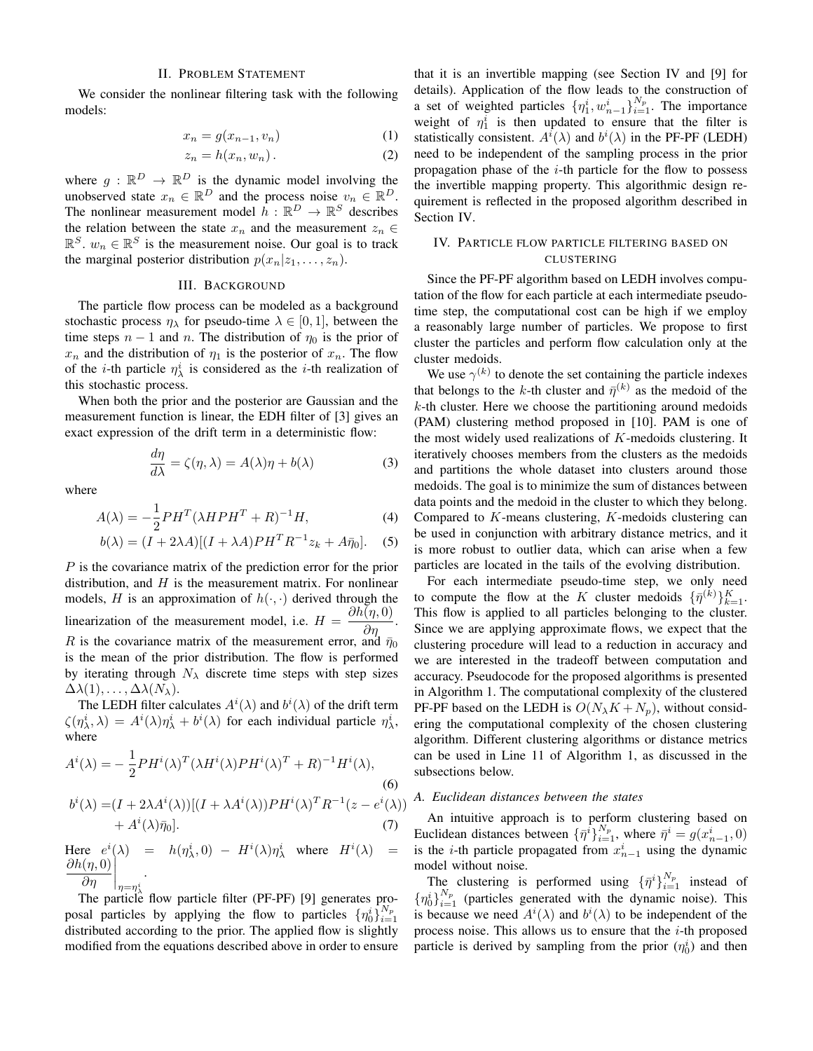## II. Problem Statement

We consider the nonlinear filtering task with the following models:

$$x_n = g(x_{n-1}, v_n) \tag{1}$$

$$z_n = h(x_n, w_n)\,. \tag{2}$$

where $g : \mathbb{R}^D \rightarrow \mathbb{R}^D$ is the dynamic model involving the unobserved state $x_n \in \mathbb{R}^D$ and the process noise $v_n \in \mathbb{R}^D$. The nonlinear measurement model $h : \mathbb{R}^D \rightarrow \mathbb{R}^S$ describes the relation between the state $x_n$ and the measurement $z_n \in \mathbb{R}^S$. $w_n \in \mathbb{R}^S$ is the measurement noise. Our goal is to track the marginal posterior distribution $p(x_n|z_1, \ldots, z_n)$.

## III. Background

The particle flow process can be modeled as a background stochastic process $\eta_\lambda$ for pseudo-time $\lambda \in [0, 1]$, between the time steps $n-1$ and $n$. The distribution of $\eta_0$ is the prior of $x_n$ and the distribution of $\eta_1$ is the posterior of $x_n$. The flow of the $i$-th particle $\eta_\lambda^i$ is considered as the $i$-th realization of this stochastic process.

When both the prior and the posterior are Gaussian and the measurement function is linear, the EDH filter of [3] gives an exact expression of the drift term in a deterministic flow:

$$\frac{d\eta}{d\lambda} = \zeta(\eta, \lambda) = A(\lambda)\eta + b(\lambda) \tag{3}$$

where

$$A(\lambda) = -\frac{1}{2}PH^T(\lambda HPH^T + R)^{-1}H, \tag{4}$$

$$b(\lambda) = (I + 2\lambda A)[(I + \lambda A)PH^T R^{-1} z_k + A\bar{\eta}_0]. \tag{5}$$

$P$ is the covariance matrix of the prediction error for the prior distribution, and $H$ is the measurement matrix. For nonlinear models, $H$ is an approximation of $h(\cdot, \cdot)$ derived through the linearization of the measurement model, i.e. $H = \dfrac{\partial h(\eta, 0)}{\partial \eta}$. $R$ is the covariance matrix of the measurement error, and $\bar{\eta}_0$ is the mean of the prior distribution. The flow is performed by iterating through $N_\lambda$ discrete time steps with step sizes $\Delta\lambda(1), \ldots, \Delta\lambda(N_\lambda)$.

The LEDH filter calculates $A^i(\lambda)$ and $b^i(\lambda)$ of the drift term $\zeta(\eta_\lambda^i, \lambda) = A^i(\lambda)\eta_\lambda^i + b^i(\lambda)$ for each individual particle $\eta_\lambda^i$, where

$$A^i(\lambda) = -\frac{1}{2}PH^i(\lambda)^T(\lambda H^i(\lambda)PH^i(\lambda)^T + R)^{-1}H^i(\lambda), \tag{6}$$

$$\begin{aligned} b^i(\lambda) =& (I + 2\lambda A^i(\lambda))[(I + \lambda A^i(\lambda))PH^i(\lambda)^T R^{-1}(z - e^i(\lambda)) \\ &+ A^i(\lambda)\bar{\eta}_0]. \end{aligned} \tag{7}$$

Here $e^i(\lambda) = h(\eta_\lambda^i, 0) - H^i(\lambda)\eta_\lambda^i$ where $H^i(\lambda) = \left.\dfrac{\partial h(\eta, 0)}{\partial \eta}\right|_{\eta=\eta_\lambda^i}$.

The particle flow particle filter (PF-PF) [9] generates proposal particles by applying the flow to particles $\{\eta_0^i\}_{i=1}^{N_p}$ distributed according to the prior. The applied flow is slightly modified from the equations described above in order to ensure that it is an invertible mapping (see Section IV and [9] for details). Application of the flow leads to the construction of a set of weighted particles $\{\eta_1^i, w_{n-1}^i\}_{i=1}^{N_p}$. The importance weight of $\eta_1^i$ is then updated to ensure that the filter is statistically consistent. $A^i(\lambda)$ and $b^i(\lambda)$ in the PF-PF (LEDH) need to be independent of the sampling process in the prior propagation phase of the $i$-th particle for the flow to possess the invertible mapping property. This algorithmic design requirement is reflected in the proposed algorithm described in Section IV.

## IV. Particle flow particle filtering based on clustering

Since the PF-PF algorithm based on LEDH involves computation of the flow for each particle at each intermediate pseudo-time step, the computational cost can be high if we employ a reasonably large number of particles. We propose to first cluster the particles and perform flow calculation only at the cluster medoids.

We use $\gamma^{(k)}$ to denote the set containing the particle indexes that belongs to the $k$-th cluster and $\bar{\eta}^{(k)}$ as the medoid of the $k$-th cluster. Here we choose the partitioning around medoids (PAM) clustering method proposed in [10]. PAM is one of the most widely used realizations of $K$-medoids clustering. It iteratively chooses members from the clusters as the medoids and partitions the whole dataset into clusters around those medoids. The goal is to minimize the sum of distances between data points and the medoid in the cluster to which they belong. Compared to $K$-means clustering, $K$-medoids clustering can be used in conjunction with arbitrary distance metrics, and it is more robust to outlier data, which can arise when a few particles are located in the tails of the evolving distribution.

For each intermediate pseudo-time step, we only need to compute the flow at the $K$ cluster medoids $\{\bar{\eta}^{(k)}\}_{k=1}^K$. This flow is applied to all particles belonging to the cluster. Since we are applying approximate flows, we expect that the clustering procedure will lead to a reduction in accuracy and we are interested in the tradeoff between computation and accuracy. Pseudocode for the proposed algorithms is presented in Algorithm 1. The computational complexity of the clustered PF-PF based on the LEDH is $O(N_\lambda K + N_p)$, without considering the computational complexity of the chosen clustering algorithm. Different clustering algorithms or distance metrics can be used in Line 11 of Algorithm 1, as discussed in the subsections below.

### A. Euclidean distances between the states

An intuitive approach is to perform clustering based on Euclidean distances between $\{\bar{\eta}^i\}_{i=1}^{N_p}$, where $\bar{\eta}^i = g(x_{n-1}^i, 0)$ is the $i$-th particle propagated from $x_{n-1}^i$ using the dynamic model without noise.

The clustering is performed using $\{\bar{\eta}^i\}_{i=1}^{N_p}$ instead of $\{\eta_0^i\}_{i=1}^{N_p}$ (particles generated with the dynamic noise). This is because we need $A^i(\lambda)$ and $b^i(\lambda)$ to be independent of the process noise. This allows us to ensure that the $i$-th proposed particle is derived by sampling from the prior ($\eta_0^i$) and then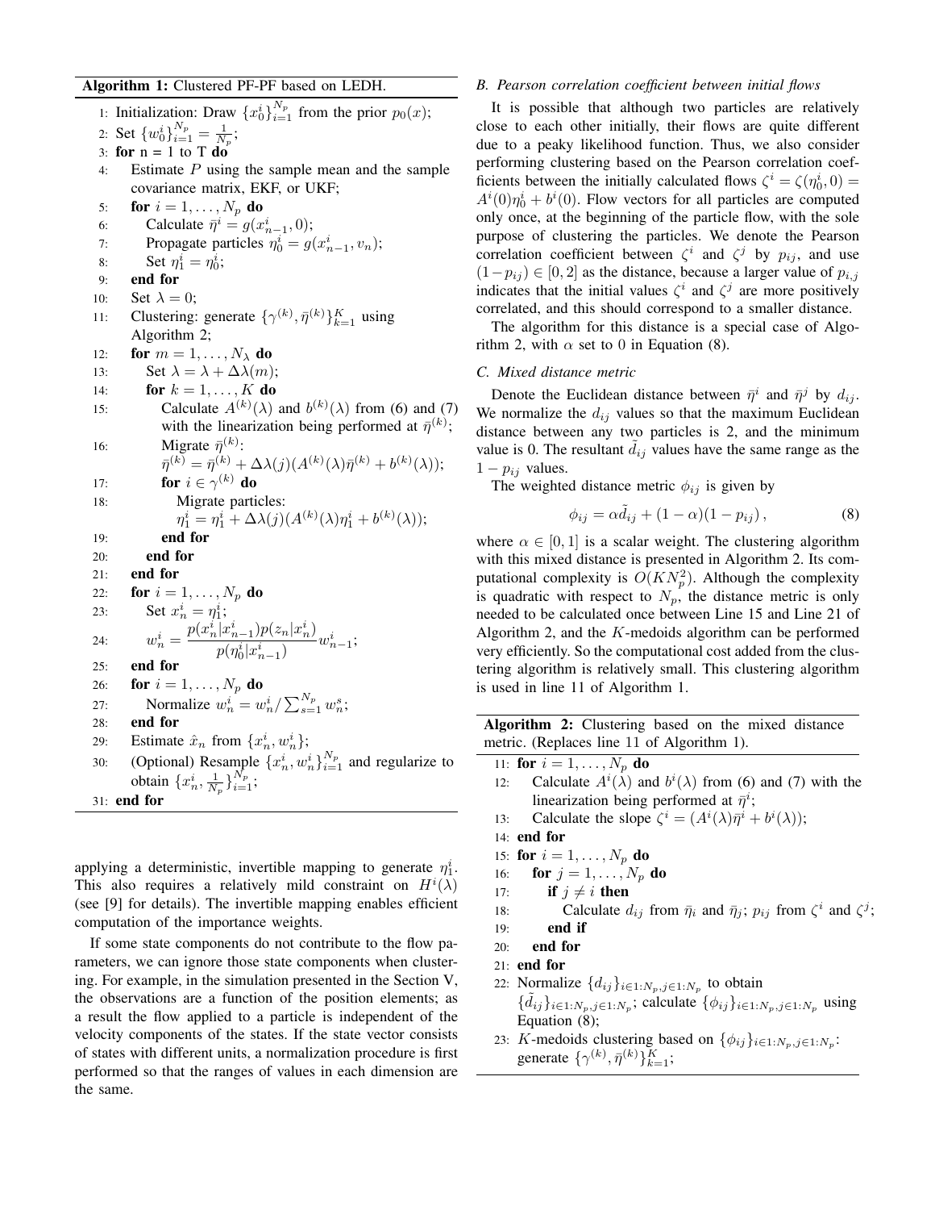**Algorithm 1:** Clustered PF-PF based on LEDH.

```
1:  Initialization: Draw {x_0^i}_{i=1}^{N_p} from the prior p_0(x);
2:  Set {w_0^i}_{i=1}^{N_p} = 1/N_p;
3:  for n = 1 to T do
4:      Estimate P using the sample mean and the sample
        covariance matrix, EKF, or UKF;
5:      for i = 1, ..., N_p do
6:          Calculate η̄^i = g(x_{n-1}^i, 0);
7:          Propagate particles η_0^i = g(x_{n-1}^i, v_n);
8:          Set η_1^i = η_0^i;
9:      end for
10:     Set λ = 0;
11:     Clustering: generate {γ^(k), η̄^(k)}_{k=1}^K using
        Algorithm 2;
12:     for m = 1, ..., N_λ do
13:         Set λ = λ + Δλ(m);
14:         for k = 1, ..., K do
15:             Calculate A^(k)(λ) and b^(k)(λ) from (6) and (7)
                with the linearization being performed at η̄^(k);
16:             Migrate η̄^(k):
                η̄^(k) = η̄^(k) + Δλ(j)(A^(k)(λ)η̄^(k) + b^(k)(λ));
17:             for i ∈ γ^(k) do
18:                 Migrate particles:
                    η_1^i = η_1^i + Δλ(j)(A^(k)(λ)η_1^i + b^(k)(λ));
19:             end for
20:         end for
21:     end for
22:     for i = 1, ..., N_p do
23:         Set x_n^i = η_1^i;
24:         w_n^i = [p(x_n^i | x_{n-1}^i) p(z_n | x_n^i)] / p(η_0^i | x_{n-1}^i) · w_{n-1}^i;
25:     end for
26:     for i = 1, ..., N_p do
27:         Normalize w_n^i = w_n^i / Σ_{s=1}^{N_p} w_n^s;
28:     end for
29:     Estimate x̂_n from {x_n^i, w_n^i};
30:     (Optional) Resample {x_n^i, w_n^i}_{i=1}^{N_p} and regularize to
        obtain {x_n^i, 1/N_p}_{i=1}^{N_p};
31: end for
```

applying a deterministic, invertible mapping to generate $\eta_1^i$. This also requires a relatively mild constraint on $H^i(\lambda)$ (see [9] for details). The invertible mapping enables efficient computation of the importance weights.

If some state components do not contribute to the flow parameters, we can ignore those state components when clustering. For example, in the simulation presented in the Section V, the observations are a function of the position elements; as a result the flow applied to a particle is independent of the velocity components of the states. If the state vector consists of states with different units, a normalization procedure is first performed so that the ranges of values in each dimension are the same.

### *B. Pearson correlation coefficient between initial flows*

It is possible that although two particles are relatively close to each other initially, their flows are quite different due to a peaky likelihood function. Thus, we also consider performing clustering based on the Pearson correlation coefficients between the initially calculated flows $\zeta^i = \zeta(\eta_0^i, 0) = A^i(0)\eta_0^i + b^i(0)$. Flow vectors for all particles are computed only once, at the beginning of the particle flow, with the sole purpose of clustering the particles. We denote the Pearson correlation coefficient between $\zeta^i$ and $\zeta^j$ by $p_{ij}$, and use $(1-p_{ij}) \in [0,2]$ as the distance, because a larger value of $p_{i,j}$ indicates that the initial values $\zeta^i$ and $\zeta^j$ are more positively correlated, and this should correspond to a smaller distance.

The algorithm for this distance is a special case of Algorithm 2, with $\alpha$ set to 0 in Equation (8).

### *C. Mixed distance metric*

Denote the Euclidean distance between $\bar{\eta}^i$ and $\bar{\eta}^j$ by $d_{ij}$. We normalize the $d_{ij}$ values so that the maximum Euclidean distance between any two particles is 2, and the minimum value is 0. The resultant $\tilde{d}_{ij}$ values have the same range as the $1-p_{ij}$ values.

The weighted distance metric $\phi_{ij}$ is given by

$$\phi_{ij} = \alpha \tilde{d}_{ij} + (1-\alpha)(1-p_{ij}), \tag{8}$$

where $\alpha \in [0,1]$ is a scalar weight. The clustering algorithm with this mixed distance is presented in Algorithm 2. Its computational complexity is $O(KN_p^2)$. Although the complexity is quadratic with respect to $N_p$, the distance metric is only needed to be calculated once between Line 15 and Line 21 of Algorithm 2, and the $K$-medoids algorithm can be performed very efficiently. So the computational cost added from the clustering algorithm is relatively small. This clustering algorithm is used in line 11 of Algorithm 1.

**Algorithm 2:** Clustering based on the mixed distance metric. (Replaces line 11 of Algorithm 1).

```
11: for i = 1, ..., N_p do
12:     Calculate A^i(λ) and b^i(λ) from (6) and (7) with the
        linearization being performed at η̄^i;
13:     Calculate the slope ζ^i = (A^i(λ)η̄^i + b^i(λ));
14: end for
15: for i = 1, ..., N_p do
16:     for j = 1, ..., N_p do
17:         if j ≠ i then
18:             Calculate d_ij from η̄_i and η̄_j; p_ij from ζ^i and ζ^j;
19:         end if
20:     end for
21: end for
22: Normalize {d_ij}_{i∈1:N_p, j∈1:N_p} to obtain
    {d̃_ij}_{i∈1:N_p, j∈1:N_p}; calculate {φ_ij}_{i∈1:N_p, j∈1:N_p} using
    Equation (8);
23: K-medoids clustering based on {φ_ij}_{i∈1:N_p, j∈1:N_p}:
    generate {γ^(k), η̄^(k)}_{k=1}^K;
```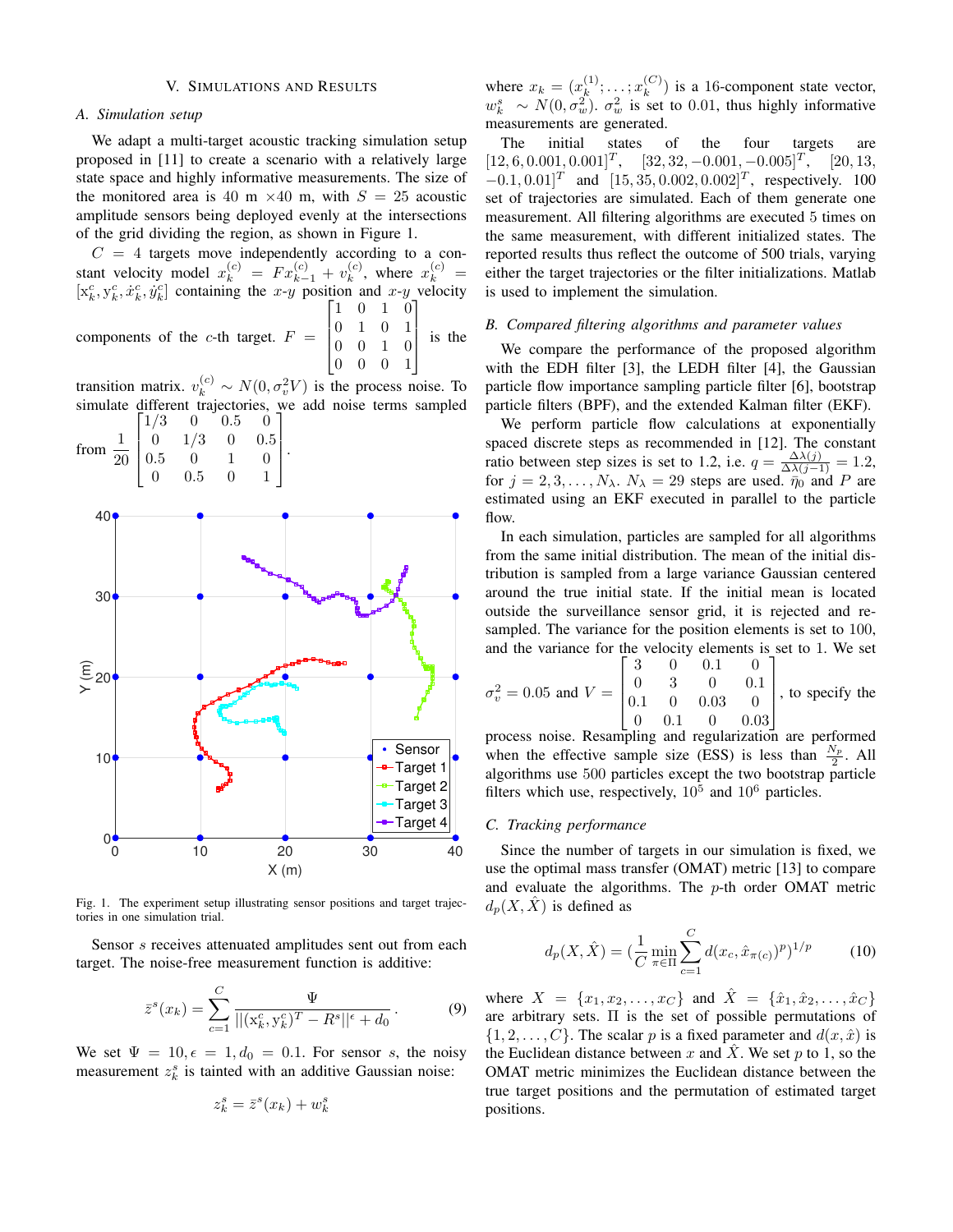## V. Simulations and Results

### A. Simulation setup

We adapt a multi-target acoustic tracking simulation setup proposed in [11] to create a scenario with a relatively large state space and highly informative measurements. The size of the monitored area is 40 m ×40 m, with $S = 25$ acoustic amplitude sensors being deployed evenly at the intersections of the grid dividing the region, as shown in Figure 1.

$C = 4$ targets move independently according to a constant velocity model $x_k^{(c)} = F x_{k-1}^{(c)} + v_k^{(c)}$, where $x_k^{(c)} = [\mathrm{x}_k^c, \mathrm{y}_k^c, \dot{x}_k^c, \dot{y}_k^c]$ containing the $x$-$y$ position and $x$-$y$ velocity components of the $c$-th target. $F = \begin{bmatrix} 1 & 0 & 1 & 0 \\ 0 & 1 & 0 & 1 \\ 0 & 0 & 1 & 0 \\ 0 & 0 & 0 & 1 \end{bmatrix}$ is the transition matrix. $v_k^{(c)} \sim N(0, \sigma_v^2 V)$ is the process noise. To simulate different trajectories, we add noise terms sampled from $\frac{1}{20}\begin{bmatrix} 1/3 & 0 & 0.5 & 0 \\ 0 & 1/3 & 0 & 0.5 \\ 0.5 & 0 & 1 & 0 \\ 0 & 0.5 & 0 & 1 \end{bmatrix}$.

Fig. 1. The experiment setup illustrating sensor positions and target trajectories in one simulation trial.

Sensor $s$ receives attenuated amplitudes sent out from each target. The noise-free measurement function is additive:

$$\bar{z}^s(x_k) = \sum_{c=1}^{C} \frac{\Psi}{||(\mathrm{x}_k^c, \mathrm{y}_k^c)^T - R^s||^{\epsilon} + d_0}. \tag{9}$$

We set $\Psi = 10, \epsilon = 1, d_0 = 0.1$. For sensor $s$, the noisy measurement $z_k^s$ is tainted with an additive Gaussian noise:

$$z_k^s = \bar{z}^s(x_k) + w_k^s$$

where $x_k = (x_k^{(1)}; \ldots; x_k^{(C)})$ is a 16-component state vector, $w_k^s \sim N(0, \sigma_w^2)$. $\sigma_w^2$ is set to 0.01, thus highly informative measurements are generated.

The initial states of the four targets are $[12, 6, 0.001, 0.001]^T$, $[32, 32, -0.001, -0.005]^T$, $[20, 13, -0.1, 0.01]^T$ and $[15, 35, 0.002, 0.002]^T$, respectively. 100 set of trajectories are simulated. Each of them generate one measurement. All filtering algorithms are executed 5 times on the same measurement, with different initialized states. The reported results thus reflect the outcome of 500 trials, varying either the target trajectories or the filter initializations. Matlab is used to implement the simulation.

### B. Compared filtering algorithms and parameter values

We compare the performance of the proposed algorithm with the EDH filter [3], the LEDH filter [4], the Gaussian particle flow importance sampling particle filter [6], bootstrap particle filters (BPF), and the extended Kalman filter (EKF).

We perform particle flow calculations at exponentially spaced discrete steps as recommended in [12]. The constant ratio between step sizes is set to 1.2, i.e. $q = \frac{\Delta\lambda(j)}{\Delta\lambda(j-1)} = 1.2$, for $j = 2, 3, \ldots, N_\lambda$. $N_\lambda = 29$ steps are used. $\bar{\eta}_0$ and $P$ are estimated using an EKF executed in parallel to the particle flow.

In each simulation, particles are sampled for all algorithms from the same initial distribution. The mean of the initial distribution is sampled from a large variance Gaussian centered around the true initial state. If the initial mean is located outside the surveillance sensor grid, it is rejected and re-sampled. The variance for the position elements is set to 100, and the variance for the velocity elements is set to 1. We set $\sigma_v^2 = 0.05$ and $V = \begin{bmatrix} 3 & 0 & 0.1 & 0 \\ 0 & 3 & 0 & 0.1 \\ 0.1 & 0 & 0.03 & 0 \\ 0 & 0.1 & 0 & 0.03 \end{bmatrix}$, to specify the process noise. Resampling and regularization are performed when the effective sample size (ESS) is less than $\frac{N_p}{2}$. All algorithms use 500 particles except the two bootstrap particle filters which use, respectively, $10^5$ and $10^6$ particles.

### C. Tracking performance

Since the number of targets in our simulation is fixed, we use the optimal mass transfer (OMAT) metric [13] to compare and evaluate the algorithms. The $p$-th order OMAT metric $d_p(X, \hat{X})$ is defined as

$$d_p(X, \hat{X}) = \left(\frac{1}{C} \min_{\pi \in \Pi} \sum_{c=1}^{C} d(x_c, \hat{x}_{\pi(c)})^p\right)^{1/p} \tag{10}$$

where $X = \{x_1, x_2, \ldots, x_C\}$ and $\hat{X} = \{\hat{x}_1, \hat{x}_2, \ldots, \hat{x}_C\}$ are arbitrary sets. $\Pi$ is the set of possible permutations of $\{1, 2, \ldots, C\}$. The scalar $p$ is a fixed parameter and $d(x, \hat{x})$ is the Euclidean distance between $x$ and $\hat{X}$. We set $p$ to 1, so the OMAT metric minimizes the Euclidean distance between the true target positions and the permutation of estimated target positions.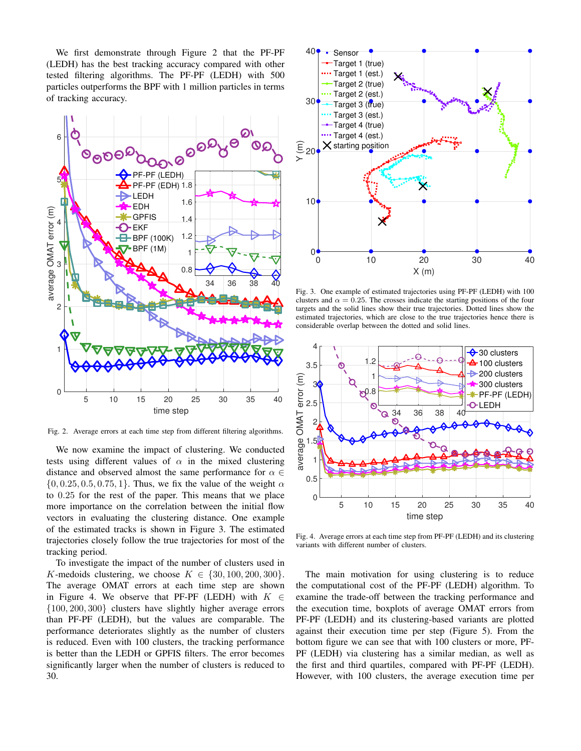We first demonstrate through Figure 2 that the PF-PF (LEDH) has the best tracking accuracy compared with other tested filtering algorithms. The PF-PF (LEDH) with 500 particles outperforms the BPF with 1 million particles in terms of tracking accuracy.

Fig. 2. Average errors at each time step from different filtering algorithms.

We now examine the impact of clustering. We conducted tests using different values of $\alpha$ in the mixed clustering distance and observed almost the same performance for $\alpha \in \{0, 0.25, 0.5, 0.75, 1\}$. Thus, we fix the value of the weight $\alpha$ to $0.25$ for the rest of the paper. This means that we place more importance on the correlation between the initial flow vectors in evaluating the clustering distance. One example of the estimated tracks is shown in Figure 3. The estimated trajectories closely follow the true trajectories for most of the tracking period.

To investigate the impact of the number of clusters used in $K$-medoids clustering, we choose $K \in \{30, 100, 200, 300\}$. The average OMAT errors at each time step are shown in Figure 4. We observe that PF-PF (LEDH) with $K \in \{100, 200, 300\}$ clusters have slightly higher average errors than PF-PF (LEDH), but the values are comparable. The performance deteriorates slightly as the number of clusters is reduced. Even with 100 clusters, the tracking performance is better than the LEDH or GPFIS filters. The error becomes significantly larger when the number of clusters is reduced to 30.

Fig. 3. One example of estimated trajectories using PF-PF (LEDH) with 100 clusters and $\alpha = 0.25$. The crosses indicate the starting positions of the four targets and the solid lines show their true trajectories. Dotted lines show the estimated trajectories, which are close to the true trajectories hence there is considerable overlap between the dotted and solid lines.

Fig. 4. Average errors at each time step from PF-PF (LEDH) and its clustering variants with different number of clusters.

The main motivation for using clustering is to reduce the computational cost of the PF-PF (LEDH) algorithm. To examine the trade-off between the tracking performance and the execution time, boxplots of average OMAT errors from PF-PF (LEDH) and its clustering-based variants are plotted against their execution time per step (Figure 5). From the bottom figure we can see that with 100 clusters or more, PF-PF (LEDH) via clustering has a similar median, as well as the first and third quartiles, compared with PF-PF (LEDH). However, with 100 clusters, the average execution time per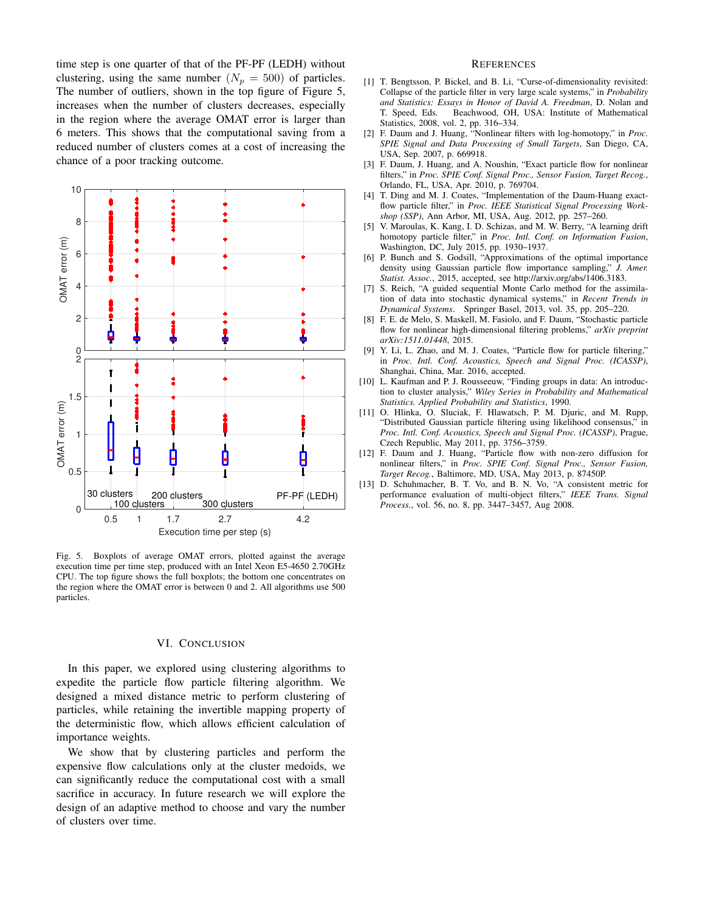time step is one quarter of that of the PF-PF (LEDH) without clustering, using the same number ($N_p = 500$) of particles. The number of outliers, shown in the top figure of Figure 5, increases when the number of clusters decreases, especially in the region where the average OMAT error is larger than 6 meters. This shows that the computational saving from a reduced number of clusters comes at a cost of increasing the chance of a poor tracking outcome.

OMAT error (m)
10
8
6
4
2
0

OMAT error (m)
2
1.5
1
0.5
0

30 clusters
100 clusters
200 clusters
300 clusters
PF-PF (LEDH)

0.5
1
1.7
2.7
4.2

Execution time per step (s)

Fig. 5. Boxplots of average OMAT errors, plotted against the average execution time per time step, produced with an Intel Xeon E5-4650 2.70GHz CPU. The top figure shows the full boxplots; the bottom one concentrates on the region where the OMAT error is between 0 and 2. All algorithms use 500 particles.

## VI. Conclusion

In this paper, we explored using clustering algorithms to expedite the particle flow particle filtering algorithm. We designed a mixed distance metric to perform clustering of particles, while retaining the invertible mapping property of the deterministic flow, which allows efficient calculation of importance weights.

We show that by clustering particles and perform the expensive flow calculations only at the cluster medoids, we can significantly reduce the computational cost with a small sacrifice in accuracy. In future research we will explore the design of an adaptive method to choose and vary the number of clusters over time.

## References

[1] T. Bengtsson, P. Bickel, and B. Li, "Curse-of-dimensionality revisited: Collapse of the particle filter in very large scale systems," in *Probability and Statistics: Essays in Honor of David A. Freedman*, D. Nolan and T. Speed, Eds. Beachwood, OH, USA: Institute of Mathematical Statistics, 2008, vol. 2, pp. 316–334.

[2] F. Daum and J. Huang, "Nonlinear filters with log-homotopy," in *Proc. SPIE Signal and Data Processing of Small Targets*, San Diego, CA, USA, Sep. 2007, p. 669918.

[3] F. Daum, J. Huang, and A. Noushin, "Exact particle flow for nonlinear filters," in *Proc. SPIE Conf. Signal Proc., Sensor Fusion, Target Recog.*, Orlando, FL, USA, Apr. 2010, p. 769704.

[4] T. Ding and M. J. Coates, "Implementation of the Daum-Huang exact-flow particle filter," in *Proc. IEEE Statistical Signal Processing Workshop (SSP)*, Ann Arbor, MI, USA, Aug. 2012, pp. 257–260.

[5] V. Maroulas, K. Kang, I. D. Schizas, and M. W. Berry, "A learning drift homotopy particle filter," in *Proc. Intl. Conf. on Information Fusion*, Washington, DC, July 2015, pp. 1930–1937.

[6] P. Bunch and S. Godsill, "Approximations of the optimal importance density using Gaussian particle flow importance sampling," *J. Amer. Statist. Assoc.*, 2015, accepted, see http://arxiv.org/abs/1406.3183.

[7] S. Reich, "A guided sequential Monte Carlo method for the assimilation of data into stochastic dynamical systems," in *Recent Trends in Dynamical Systems*. Springer Basel, 2013, vol. 35, pp. 205–220.

[8] F. E. de Melo, S. Maskell, M. Fasiolo, and F. Daum, "Stochastic particle flow for nonlinear high-dimensional filtering problems," *arXiv preprint arXiv:1511.01448*, 2015.

[9] Y. Li, L. Zhao, and M. J. Coates, "Particle flow for particle filtering," in *Proc. Intl. Conf. Acoustics, Speech and Signal Proc. (ICASSP)*, Shanghai, China, Mar. 2016, accepted.

[10] L. Kaufman and P. J. Rousseeuw, "Finding groups in data: An introduction to cluster analysis," *Wiley Series in Probability and Mathematical Statistics. Applied Probability and Statistics*, 1990.

[11] O. Hlinka, O. Sluciak, F. Hlawatsch, P. M. Djuric, and M. Rupp, "Distributed Gaussian particle filtering using likelihood consensus," in *Proc. Intl. Conf. Acoustics, Speech and Signal Proc. (ICASSP)*, Prague, Czech Republic, May 2011, pp. 3756–3759.

[12] F. Daum and J. Huang, "Particle flow with non-zero diffusion for nonlinear filters," in *Proc. SPIE Conf. Signal Proc., Sensor Fusion, Target Recog.*, Baltimore, MD, USA, May 2013, p. 87450P.

[13] D. Schuhmacher, B. T. Vo, and B. N. Vo, "A consistent metric for performance evaluation of multi-object filters," *IEEE Trans. Signal Process.*, vol. 56, no. 8, pp. 3447–3457, Aug 2008.